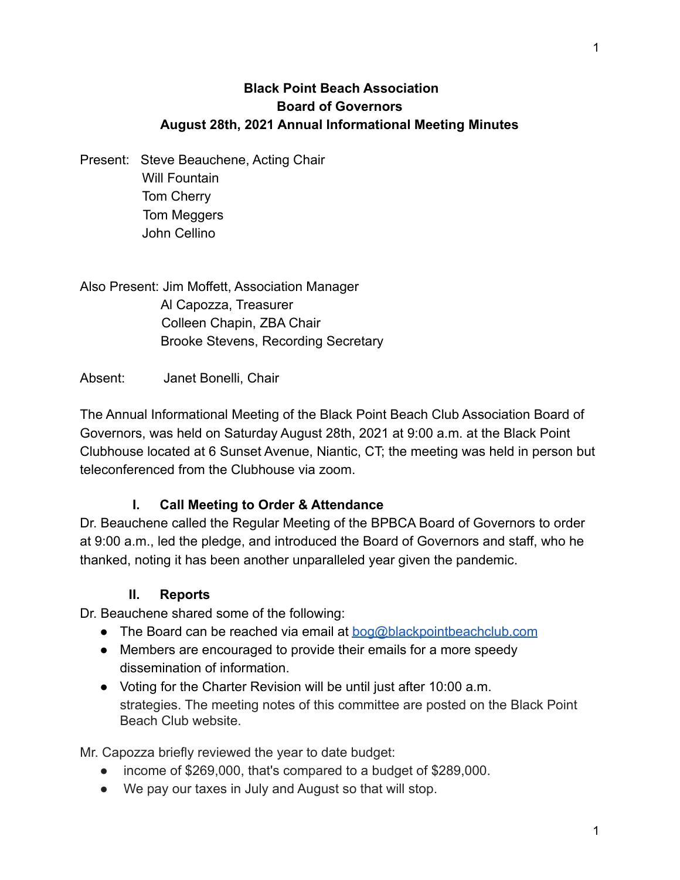# Black Point Beach Association
## Board of Governors
## August 28th, 2021 Annual Informational Meeting Minutes

Present: Steve Beauchene, Acting Chair
Will Fountain
Tom Cherry
Tom Meggers
John Cellino

Also Present: Jim Moffett, Association Manager
Al Capozza, Treasurer
Colleen Chapin, ZBA Chair
Brooke Stevens, Recording Secretary

Absent: Janet Bonelli, Chair

The Annual Informational Meeting of the Black Point Beach Club Association Board of Governors, was held on Saturday August 28th, 2021 at 9:00 a.m. at the Black Point Clubhouse located at 6 Sunset Avenue, Niantic, CT; the meeting was held in person but teleconferenced from the Clubhouse via zoom.

### I. Call Meeting to Order & Attendance

Dr. Beauchene called the Regular Meeting of the BPBCA Board of Governors to order at 9:00 a.m., led the pledge, and introduced the Board of Governors and staff, who he thanked, noting it has been another unparalleled year given the pandemic.

### II. Reports

Dr. Beauchene shared some of the following:

- The Board can be reached via email at [bog@blackpointbeachclub.com](mailto:bog@blackpointbeachclub.com)
- Members are encouraged to provide their emails for a more speedy dissemination of information.
- Voting for the Charter Revision will be until just after 10:00 a.m. strategies. The meeting notes of this committee are posted on the Black Point Beach Club website.

Mr. Capozza briefly reviewed the year to date budget:

- income of $269,000, that's compared to a budget of $289,000.
- We pay our taxes in July and August so that will stop.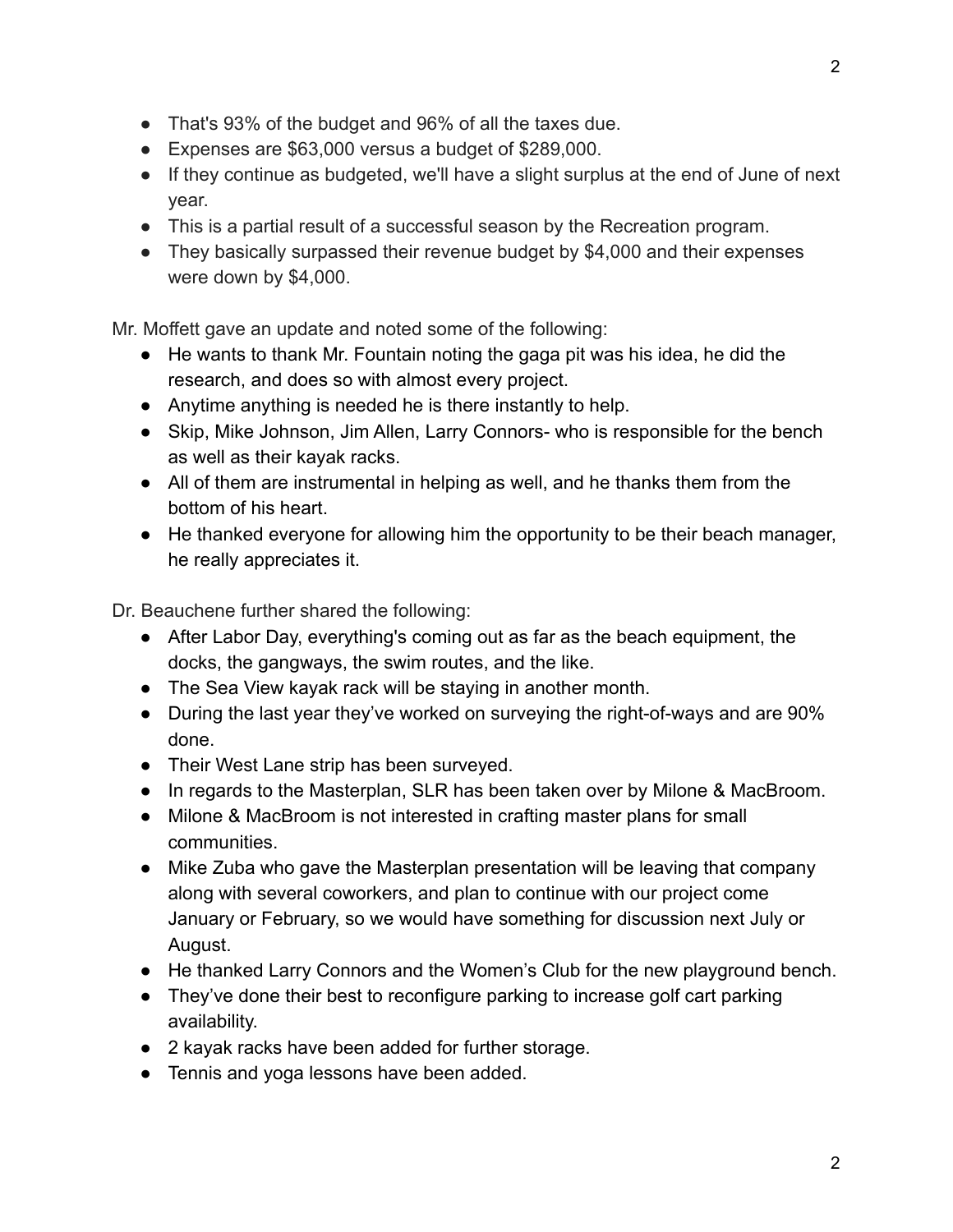- That's 93% of the budget and 96% of all the taxes due.
- Expenses are $63,000 versus a budget of $289,000.
- If they continue as budgeted, we'll have a slight surplus at the end of June of next year.
- This is a partial result of a successful season by the Recreation program.
- They basically surpassed their revenue budget by $4,000 and their expenses were down by $4,000.

Mr. Moffett gave an update and noted some of the following:

- He wants to thank Mr. Fountain noting the gaga pit was his idea, he did the research, and does so with almost every project.
- Anytime anything is needed he is there instantly to help.
- Skip, Mike Johnson, Jim Allen, Larry Connors- who is responsible for the bench as well as their kayak racks.
- All of them are instrumental in helping as well, and he thanks them from the bottom of his heart.
- He thanked everyone for allowing him the opportunity to be their beach manager, he really appreciates it.

Dr. Beauchene further shared the following:

- After Labor Day, everything's coming out as far as the beach equipment, the docks, the gangways, the swim routes, and the like.
- The Sea View kayak rack will be staying in another month.
- During the last year they've worked on surveying the right-of-ways and are 90% done.
- Their West Lane strip has been surveyed.
- In regards to the Masterplan, SLR has been taken over by Milone & MacBroom.
- Milone & MacBroom is not interested in crafting master plans for small communities.
- Mike Zuba who gave the Masterplan presentation will be leaving that company along with several coworkers, and plan to continue with our project come January or February, so we would have something for discussion next July or August.
- He thanked Larry Connors and the Women's Club for the new playground bench.
- They've done their best to reconfigure parking to increase golf cart parking availability.
- 2 kayak racks have been added for further storage.
- Tennis and yoga lessons have been added.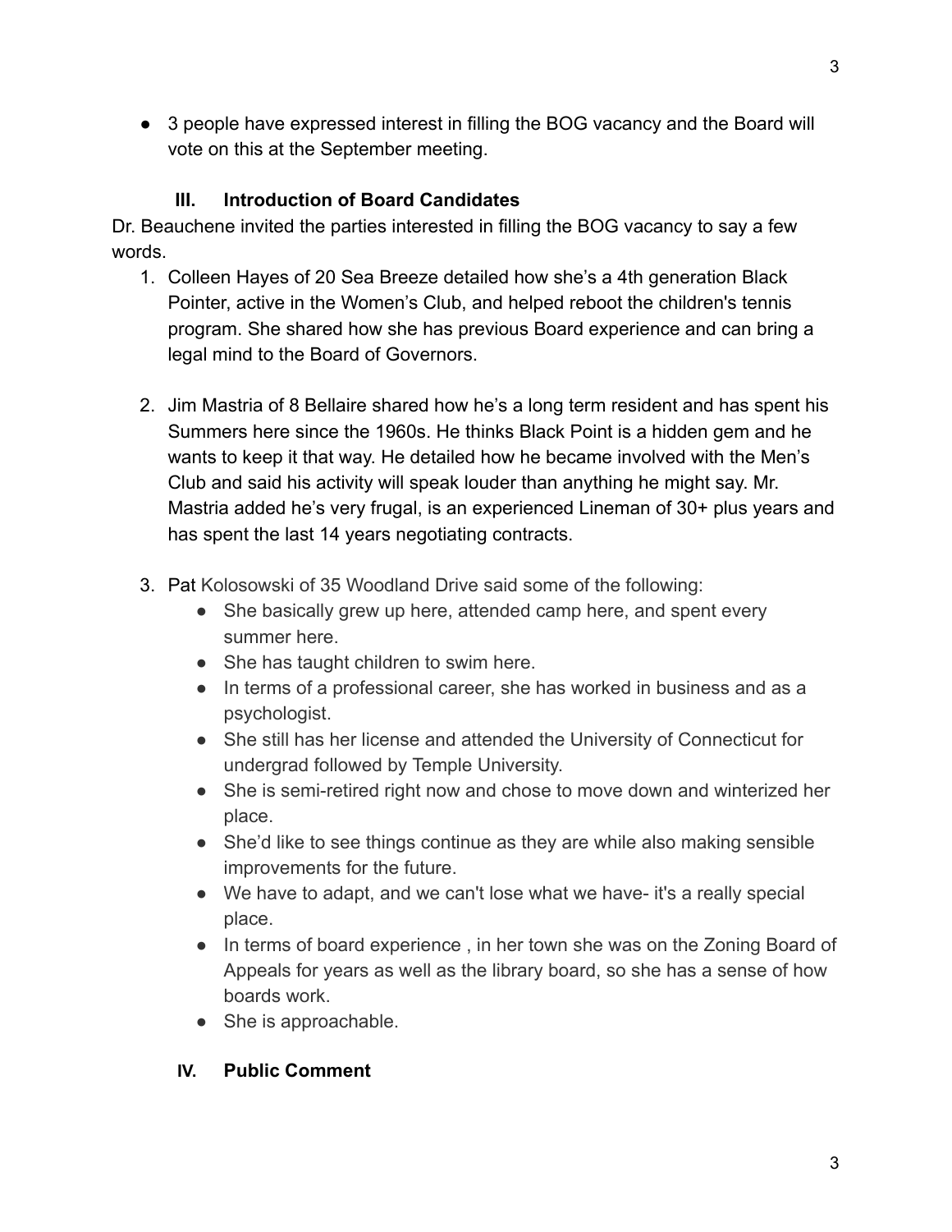- 3 people have expressed interest in filling the BOG vacancy and the Board will vote on this at the September meeting.

### III. Introduction of Board Candidates

Dr. Beauchene invited the parties interested in filling the BOG vacancy to say a few words.

1. Colleen Hayes of 20 Sea Breeze detailed how she's a 4th generation Black Pointer, active in the Women's Club, and helped reboot the children's tennis program. She shared how she has previous Board experience and can bring a legal mind to the Board of Governors.

2. Jim Mastria of 8 Bellaire shared how he's a long term resident and has spent his Summers here since the 1960s. He thinks Black Point is a hidden gem and he wants to keep it that way. He detailed how he became involved with the Men's Club and said his activity will speak louder than anything he might say. Mr. Mastria added he's very frugal, is an experienced Lineman of 30+ plus years and has spent the last 14 years negotiating contracts.

3. Pat Kolosowski of 35 Woodland Drive said some of the following:
   - She basically grew up here, attended camp here, and spent every summer here.
   - She has taught children to swim here.
   - In terms of a professional career, she has worked in business and as a psychologist.
   - She still has her license and attended the University of Connecticut for undergrad followed by Temple University.
   - She is semi-retired right now and chose to move down and winterized her place.
   - She'd like to see things continue as they are while also making sensible improvements for the future.
   - We have to adapt, and we can't lose what we have- it's a really special place.
   - In terms of board experience , in her town she was on the Zoning Board of Appeals for years as well as the library board, so she has a sense of how boards work.
   - She is approachable.

### IV. Public Comment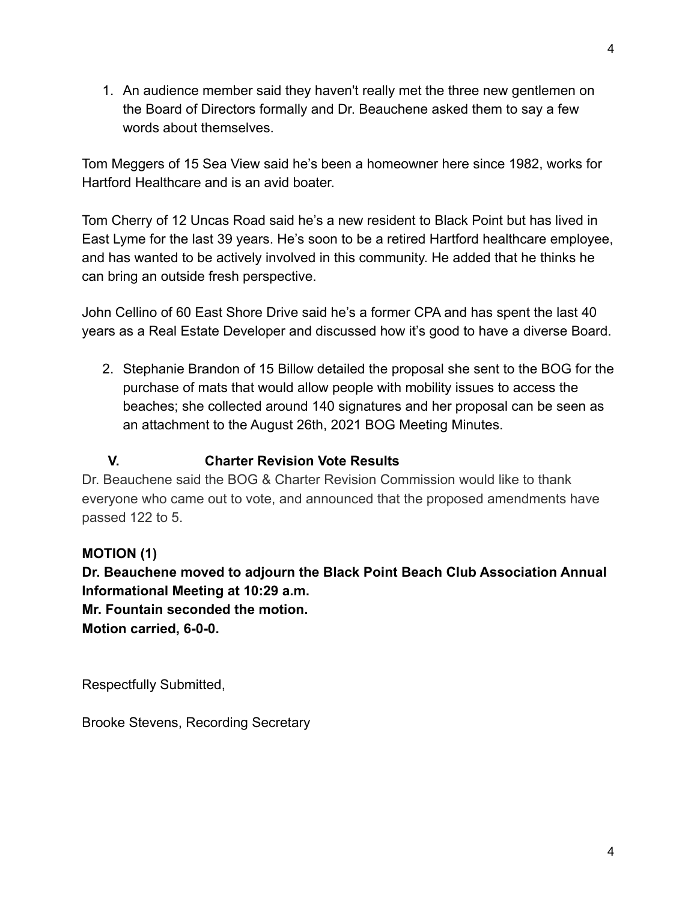1. An audience member said they haven't really met the three new gentlemen on the Board of Directors formally and Dr. Beauchene asked them to say a few words about themselves.

Tom Meggers of 15 Sea View said he's been a homeowner here since 1982, works for Hartford Healthcare and is an avid boater.

Tom Cherry of 12 Uncas Road said he's a new resident to Black Point but has lived in East Lyme for the last 39 years. He's soon to be a retired Hartford healthcare employee, and has wanted to be actively involved in this community. He added that he thinks he can bring an outside fresh perspective.

John Cellino of 60 East Shore Drive said he's a former CPA and has spent the last 40 years as a Real Estate Developer and discussed how it's good to have a diverse Board.

2. Stephanie Brandon of 15 Billow detailed the proposal she sent to the BOG for the purchase of mats that would allow people with mobility issues to access the beaches; she collected around 140 signatures and her proposal can be seen as an attachment to the August 26th, 2021 BOG Meeting Minutes.

## V. Charter Revision Vote Results

Dr. Beauchene said the BOG & Charter Revision Commission would like to thank everyone who came out to vote, and announced that the proposed amendments have passed 122 to 5.

**MOTION (1)**
**Dr. Beauchene moved to adjourn the Black Point Beach Club Association Annual Informational Meeting at 10:29 a.m.**
**Mr. Fountain seconded the motion.**
**Motion carried, 6-0-0.**

Respectfully Submitted,

Brooke Stevens, Recording Secretary